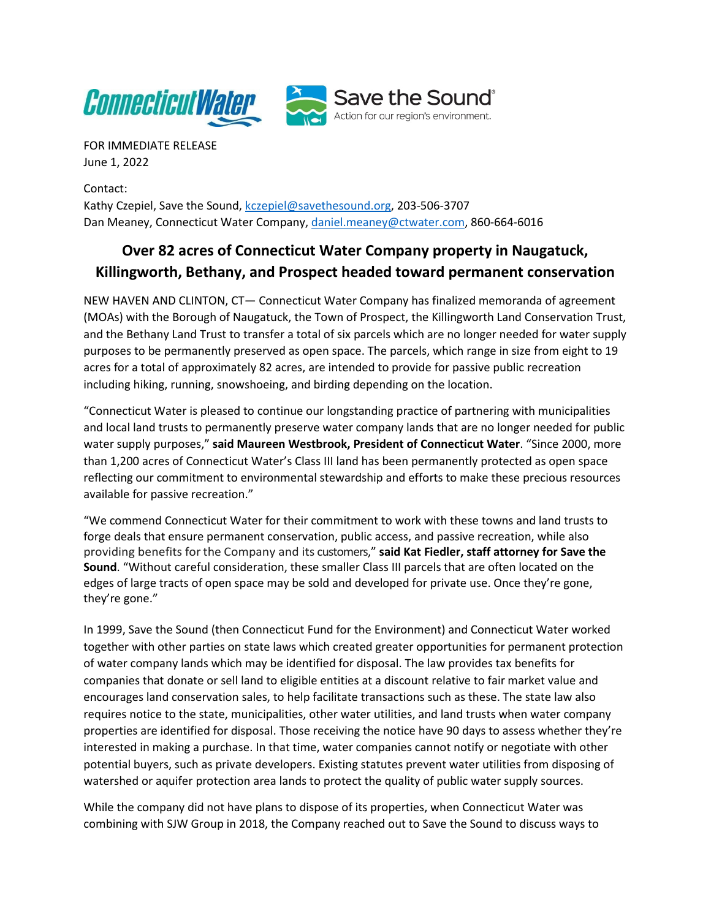FOR IMMEDIATE RELEASE
June 1, 2022

Contact:
Kathy Czepiel, Save the Sound, kczepiel@savethesound.org, 203-506-3707
Dan Meaney, Connecticut Water Company, daniel.meaney@ctwater.com, 860-664-6016

# Over 82 acres of Connecticut Water Company property in Naugatuck, Killingworth, Bethany, and Prospect headed toward permanent conservation

NEW HAVEN AND CLINTON, CT— Connecticut Water Company has finalized memoranda of agreement (MOAs) with the Borough of Naugatuck, the Town of Prospect, the Killingworth Land Conservation Trust, and the Bethany Land Trust to transfer a total of six parcels which are no longer needed for water supply purposes to be permanently preserved as open space. The parcels, which range in size from eight to 19 acres for a total of approximately 82 acres, are intended to provide for passive public recreation including hiking, running, snowshoeing, and birding depending on the location.

"Connecticut Water is pleased to continue our longstanding practice of partnering with municipalities and local land trusts to permanently preserve water company lands that are no longer needed for public water supply purposes," **said Maureen Westbrook, President of Connecticut Water**. "Since 2000, more than 1,200 acres of Connecticut Water's Class III land has been permanently protected as open space reflecting our commitment to environmental stewardship and efforts to make these precious resources available for passive recreation."

"We commend Connecticut Water for their commitment to work with these towns and land trusts to forge deals that ensure permanent conservation, public access, and passive recreation, while also providing benefits for the Company and its customers," **said Kat Fiedler, staff attorney for Save the Sound**. "Without careful consideration, these smaller Class III parcels that are often located on the edges of large tracts of open space may be sold and developed for private use. Once they're gone, they're gone."

In 1999, Save the Sound (then Connecticut Fund for the Environment) and Connecticut Water worked together with other parties on state laws which created greater opportunities for permanent protection of water company lands which may be identified for disposal. The law provides tax benefits for companies that donate or sell land to eligible entities at a discount relative to fair market value and encourages land conservation sales, to help facilitate transactions such as these. The state law also requires notice to the state, municipalities, other water utilities, and land trusts when water company properties are identified for disposal. Those receiving the notice have 90 days to assess whether they're interested in making a purchase. In that time, water companies cannot notify or negotiate with other potential buyers, such as private developers. Existing statutes prevent water utilities from disposing of watershed or aquifer protection area lands to protect the quality of public water supply sources.

While the company did not have plans to dispose of its properties, when Connecticut Water was combining with SJW Group in 2018, the Company reached out to Save the Sound to discuss ways to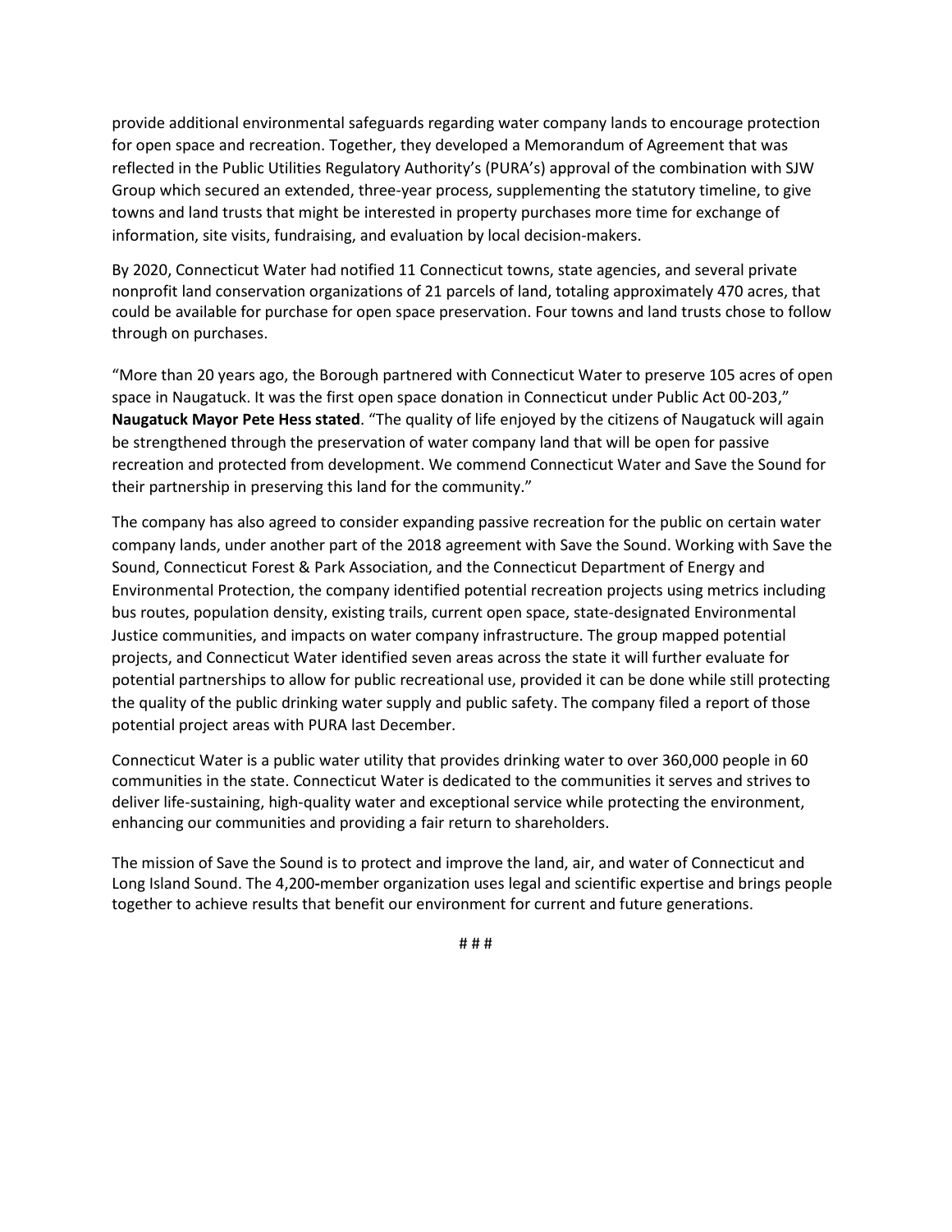provide additional environmental safeguards regarding water company lands to encourage protection for open space and recreation. Together, they developed a Memorandum of Agreement that was reflected in the Public Utilities Regulatory Authority's (PURA's) approval of the combination with SJW Group which secured an extended, three-year process, supplementing the statutory timeline, to give towns and land trusts that might be interested in property purchases more time for exchange of information, site visits, fundraising, and evaluation by local decision-makers.

By 2020, Connecticut Water had notified 11 Connecticut towns, state agencies, and several private nonprofit land conservation organizations of 21 parcels of land, totaling approximately 470 acres, that could be available for purchase for open space preservation. Four towns and land trusts chose to follow through on purchases.

"More than 20 years ago, the Borough partnered with Connecticut Water to preserve 105 acres of open space in Naugatuck. It was the first open space donation in Connecticut under Public Act 00-203," **Naugatuck Mayor Pete Hess stated**. "The quality of life enjoyed by the citizens of Naugatuck will again be strengthened through the preservation of water company land that will be open for passive recreation and protected from development. We commend Connecticut Water and Save the Sound for their partnership in preserving this land for the community."

The company has also agreed to consider expanding passive recreation for the public on certain water company lands, under another part of the 2018 agreement with Save the Sound. Working with Save the Sound, Connecticut Forest & Park Association, and the Connecticut Department of Energy and Environmental Protection, the company identified potential recreation projects using metrics including bus routes, population density, existing trails, current open space, state-designated Environmental Justice communities, and impacts on water company infrastructure. The group mapped potential projects, and Connecticut Water identified seven areas across the state it will further evaluate for potential partnerships to allow for public recreational use, provided it can be done while still protecting the quality of the public drinking water supply and public safety. The company filed a report of those potential project areas with PURA last December.

Connecticut Water is a public water utility that provides drinking water to over 360,000 people in 60 communities in the state. Connecticut Water is dedicated to the communities it serves and strives to deliver life-sustaining, high-quality water and exceptional service while protecting the environment, enhancing our communities and providing a fair return to shareholders.

The mission of Save the Sound is to protect and improve the land, air, and water of Connecticut and Long Island Sound. The 4,200-member organization uses legal and scientific expertise and brings people together to achieve results that benefit our environment for current and future generations.

# # #